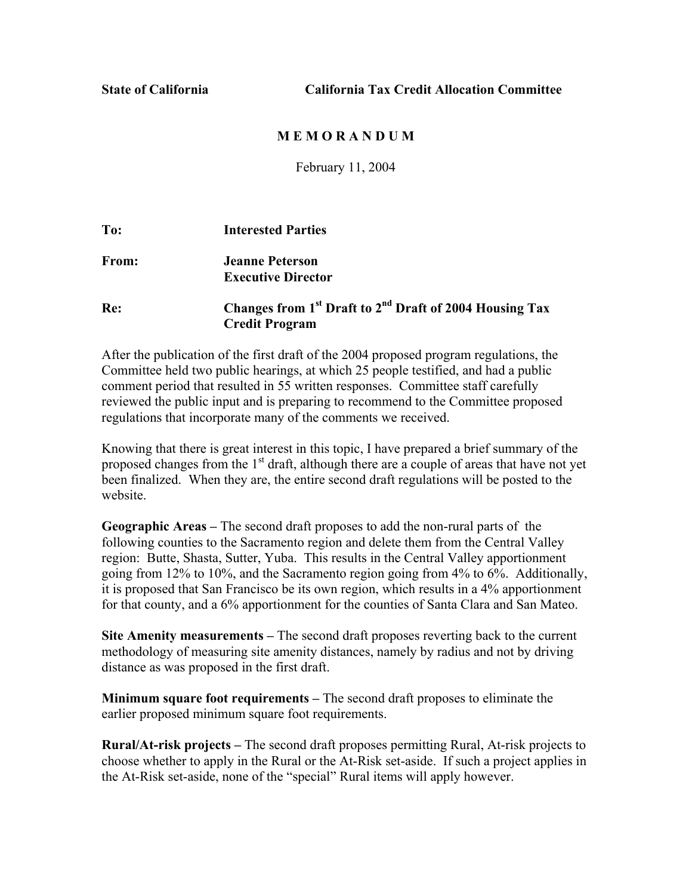**State of California** **California Tax Credit Allocation Committee**

# M E M O R A N D U M

February 11, 2004

**To:** **Interested Parties**

**From:** **Jeanne Peterson**
**Executive Director**

**Re:** **Changes from 1st Draft to 2nd Draft of 2004 Housing Tax Credit Program**

After the publication of the first draft of the 2004 proposed program regulations, the Committee held two public hearings, at which 25 people testified, and had a public comment period that resulted in 55 written responses. Committee staff carefully reviewed the public input and is preparing to recommend to the Committee proposed regulations that incorporate many of the comments we received.

Knowing that there is great interest in this topic, I have prepared a brief summary of the proposed changes from the 1st draft, although there are a couple of areas that have not yet been finalized. When they are, the entire second draft regulations will be posted to the website.

**Geographic Areas –** The second draft proposes to add the non-rural parts of the following counties to the Sacramento region and delete them from the Central Valley region: Butte, Shasta, Sutter, Yuba. This results in the Central Valley apportionment going from 12% to 10%, and the Sacramento region going from 4% to 6%. Additionally, it is proposed that San Francisco be its own region, which results in a 4% apportionment for that county, and a 6% apportionment for the counties of Santa Clara and San Mateo.

**Site Amenity measurements –** The second draft proposes reverting back to the current methodology of measuring site amenity distances, namely by radius and not by driving distance as was proposed in the first draft.

**Minimum square foot requirements –** The second draft proposes to eliminate the earlier proposed minimum square foot requirements.

**Rural/At-risk projects –** The second draft proposes permitting Rural, At-risk projects to choose whether to apply in the Rural or the At-Risk set-aside. If such a project applies in the At-Risk set-aside, none of the "special" Rural items will apply however.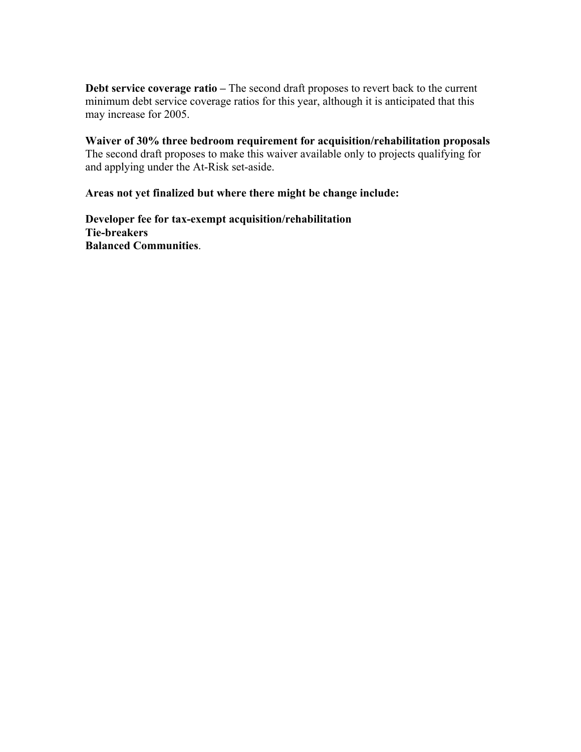**Debt service coverage ratio –** The second draft proposes to revert back to the current minimum debt service coverage ratios for this year, although it is anticipated that this may increase for 2005.

**Waiver of 30% three bedroom requirement for acquisition/rehabilitation proposals**
The second draft proposes to make this waiver available only to projects qualifying for and applying under the At-Risk set-aside.

**Areas not yet finalized but where there might be change include:**

**Developer fee for tax-exempt acquisition/rehabilitation**
**Tie-breakers**
**Balanced Communities**.